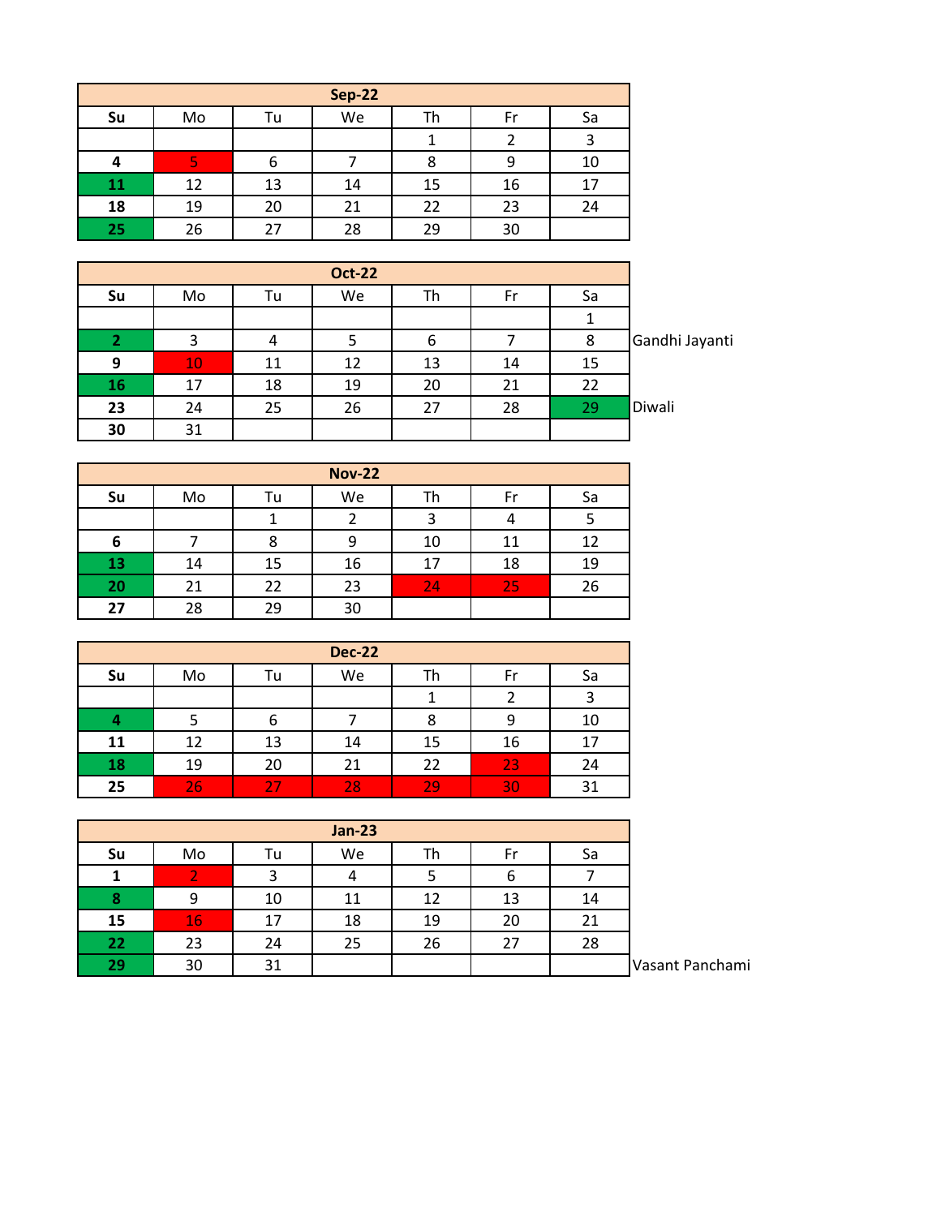| Sep-22 | | | | | | |
|---|---|---|---|---|---|---|
| **Su** | Mo | Tu | We | Th | Fr | Sa |
| | | | | 1 | 2 | 3 |
| **4** | 5 | 6 | 7 | 8 | 9 | 10 |
| **11** | 12 | 13 | 14 | 15 | 16 | 17 |
| **18** | 19 | 20 | 21 | 22 | 23 | 24 |
| **25** | 26 | 27 | 28 | 29 | 30 | |

| Oct-22 | | | | | | | |
|---|---|---|---|---|---|---|---|
| **Su** | Mo | Tu | We | Th | Fr | Sa | |
| | | | | | | 1 | |
| **2** | 3 | 4 | 5 | 6 | 7 | 8 | Gandhi Jayanti |
| **9** | 10 | 11 | 12 | 13 | 14 | 15 | |
| **16** | 17 | 18 | 19 | 20 | 21 | 22 | |
| **23** | 24 | 25 | 26 | 27 | 28 | 29 | Diwali |
| **30** | 31 | | | | | | |

| Nov-22 | | | | | | |
|---|---|---|---|---|---|---|
| **Su** | Mo | Tu | We | Th | Fr | Sa |
| | | 1 | 2 | 3 | 4 | 5 |
| **6** | 7 | 8 | 9 | 10 | 11 | 12 |
| **13** | 14 | 15 | 16 | 17 | 18 | 19 |
| **20** | 21 | 22 | 23 | 24 | 25 | 26 |
| **27** | 28 | 29 | 30 | | | |

| Dec-22 | | | | | | |
|---|---|---|---|---|---|---|
| **Su** | Mo | Tu | We | Th | Fr | Sa |
| | | | | 1 | 2 | 3 |
| **4** | 5 | 6 | 7 | 8 | 9 | 10 |
| **11** | 12 | 13 | 14 | 15 | 16 | 17 |
| **18** | 19 | 20 | 21 | 22 | 23 | 24 |
| **25** | 26 | 27 | 28 | 29 | 30 | 31 |

| Jan-23 | | | | | | | |
|---|---|---|---|---|---|---|---|
| **Su** | Mo | Tu | We | Th | Fr | Sa | |
| **1** | 2 | 3 | 4 | 5 | 6 | 7 | |
| **8** | 9 | 10 | 11 | 12 | 13 | 14 | |
| **15** | 16 | 17 | 18 | 19 | 20 | 21 | |
| **22** | 23 | 24 | 25 | 26 | 27 | 28 | |
| **29** | 30 | 31 | | | | | Vasant Panchami |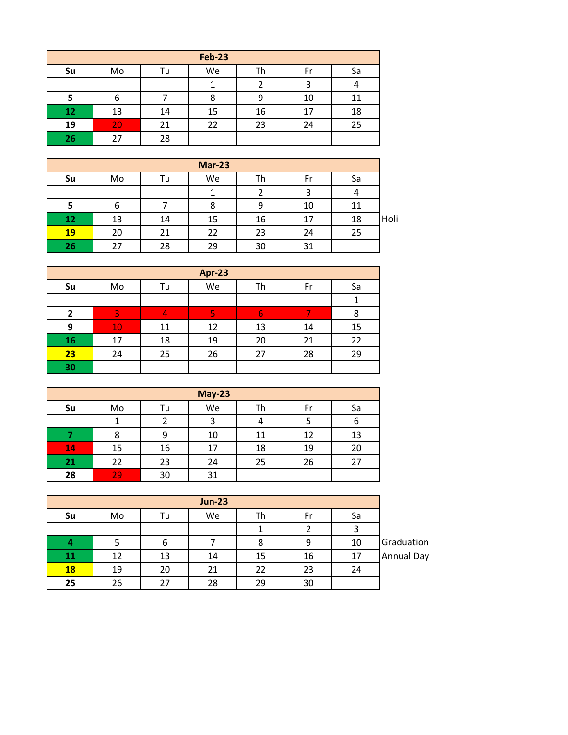| Feb-23 | | | | | | |
|---|---|---|---|---|---|---|
| **Su** | Mo | Tu | We | Th | Fr | Sa |
| | | | 1 | 2 | 3 | 4 |
| **5** | 6 | 7 | 8 | 9 | 10 | 11 |
| **12** | 13 | 14 | 15 | 16 | 17 | 18 |
| **19** | 20 | 21 | 22 | 23 | 24 | 25 |
| **26** | 27 | 28 | | | | |

| Mar-23 | | | | | | | |
|---|---|---|---|---|---|---|---|
| **Su** | Mo | Tu | We | Th | Fr | Sa | |
| | | | 1 | 2 | 3 | 4 | |
| **5** | 6 | 7 | 8 | 9 | 10 | 11 | |
| **12** | 13 | 14 | 15 | 16 | 17 | 18 | Holi |
| **19** | 20 | 21 | 22 | 23 | 24 | 25 | |
| **26** | 27 | 28 | 29 | 30 | 31 | | |

| Apr-23 | | | | | | |
|---|---|---|---|---|---|---|
| **Su** | Mo | Tu | We | Th | Fr | Sa |
| | | | | | | 1 |
| **2** | 3 | 4 | 5 | 6 | 7 | 8 |
| **9** | 10 | 11 | 12 | 13 | 14 | 15 |
| **16** | 17 | 18 | 19 | 20 | 21 | 22 |
| **23** | 24 | 25 | 26 | 27 | 28 | 29 |
| **30** | | | | | | |

| May-23 | | | | | | |
|---|---|---|---|---|---|---|
| **Su** | Mo | Tu | We | Th | Fr | Sa |
| | 1 | 2 | 3 | 4 | 5 | 6 |
| **7** | 8 | 9 | 10 | 11 | 12 | 13 |
| **14** | 15 | 16 | 17 | 18 | 19 | 20 |
| **21** | 22 | 23 | 24 | 25 | 26 | 27 |
| **28** | 29 | 30 | 31 | | | |

| Jun-23 | | | | | | | |
|---|---|---|---|---|---|---|---|
| **Su** | Mo | Tu | We | Th | Fr | Sa | |
| | | | | 1 | 2 | 3 | |
| **4** | 5 | 6 | 7 | 8 | 9 | 10 | Graduation |
| **11** | 12 | 13 | 14 | 15 | 16 | 17 | Annual Day |
| **18** | 19 | 20 | 21 | 22 | 23 | 24 | |
| **25** | 26 | 27 | 28 | 29 | 30 | | |